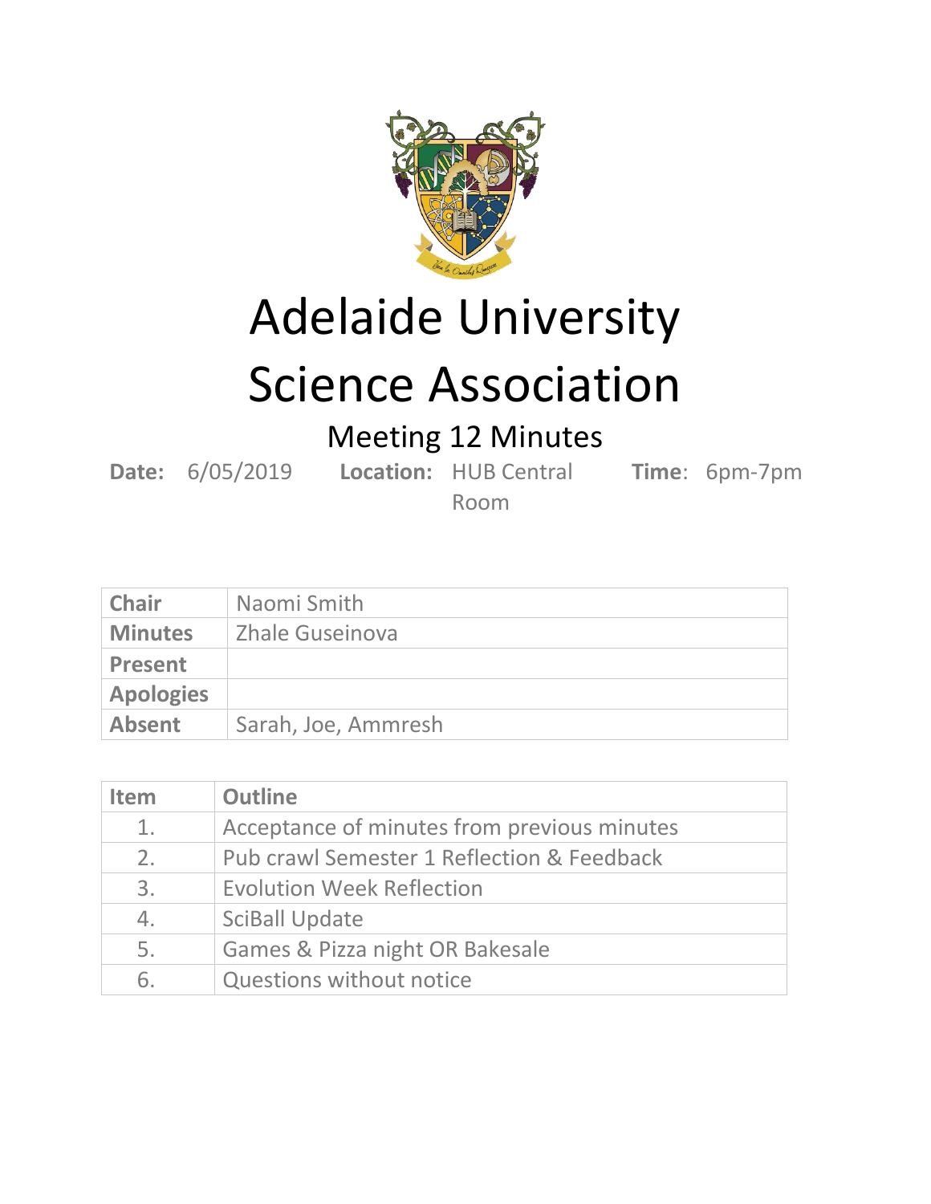# Adelaide University Science Association

## Meeting 12 Minutes

**Date:** 6/05/2019 **Location:** HUB Central Room **Time**: 6pm-7pm

| | |
|---|---|
| **Chair** | Naomi Smith |
| **Minutes** | Zhale Guseinova |
| **Present** | |
| **Apologies** | |
| **Absent** | Sarah, Joe, Ammresh |

| Item | Outline |
|---|---|
| 1. | Acceptance of minutes from previous minutes |
| 2. | Pub crawl Semester 1 Reflection & Feedback |
| 3. | Evolution Week Reflection |
| 4. | SciBall Update |
| 5. | Games & Pizza night OR Bakesale |
| 6. | Questions without notice |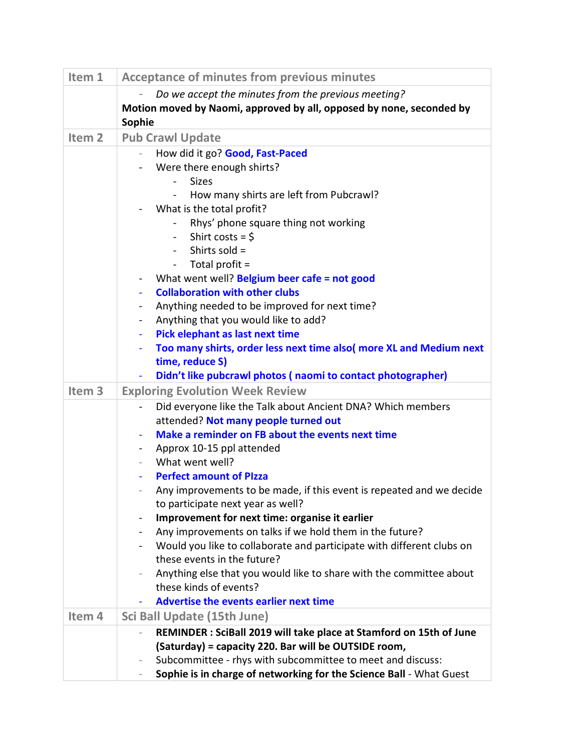| Item 1 | Acceptance of minutes from previous minutes |
|---|---|
| | - *Do we accept the minutes from the previous meeting?*<br>**Motion moved by Naomi, approved by all, opposed by none, seconded by Sophie** |
| Item 2 | Pub Crawl Update |
| | - How did it go? **Good, Fast-Paced**<br>- Were there enough shirts?<br>&nbsp;&nbsp;&nbsp;&nbsp;- Sizes<br>&nbsp;&nbsp;&nbsp;&nbsp;- How many shirts are left from Pubcrawl?<br>- What is the total profit?<br>&nbsp;&nbsp;&nbsp;&nbsp;- Rhys' phone square thing not working<br>&nbsp;&nbsp;&nbsp;&nbsp;- Shirt costs = $<br>&nbsp;&nbsp;&nbsp;&nbsp;- Shirts sold =<br>&nbsp;&nbsp;&nbsp;&nbsp;- Total profit =<br>- What went well? **Belgium beer cafe = not good**<br>- **Collaboration with other clubs**<br>- Anything needed to be improved for next time?<br>- Anything that you would like to add?<br>- **Pick elephant as last next time**<br>- **Too many shirts, order less next time also( more XL and Medium next time, reduce S)**<br>- **Didn't like pubcrawl photos ( naomi to contact photographer)** |
| Item 3 | Exploring Evolution Week Review |
| | - Did everyone like the Talk about Ancient DNA? Which members attended? **Not many people turned out**<br>- **Make a reminder on FB about the events next time**<br>- Approx 10-15 ppl attended<br>- What went well?<br>- **Perfect amount of PIzza**<br>- Any improvements to be made, if this event is repeated and we decide to participate next year as well?<br>- **Improvement for next time: organise it earlier**<br>- Any improvements on talks if we hold them in the future?<br>- Would you like to collaborate and participate with different clubs on these events in the future?<br>- Anything else that you would like to share with the committee about these kinds of events?<br>- **Advertise the events earlier next time** |
| Item 4 | Sci Ball Update (15th June) |
| | - **REMINDER : SciBall 2019 will take place at Stamford on 15th of June (Saturday) = capacity 220. Bar will be OUTSIDE room,**<br>- Subcommittee - rhys with subcommittee to meet and discuss:<br>- **Sophie is in charge of networking for the Science Ball** - What Guest |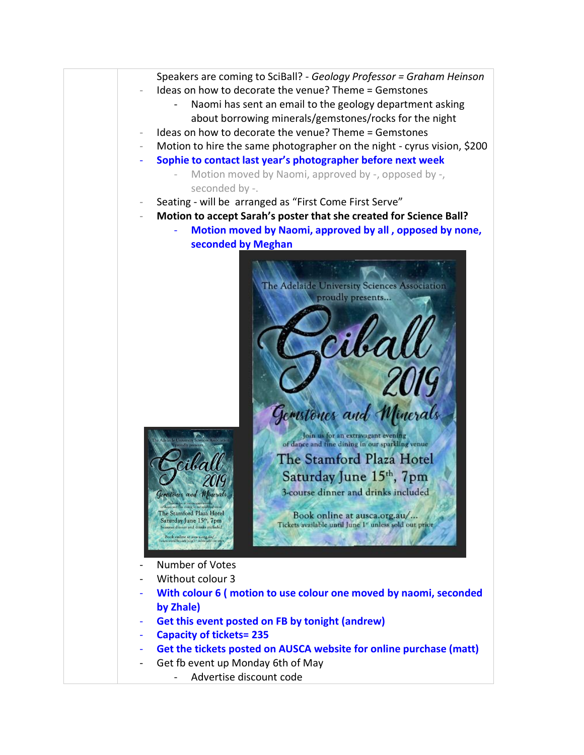Speakers are coming to SciBall? - *Geology Professor = Graham Heinson*

- Ideas on how to decorate the venue? Theme = Gemstones
    - Naomi has sent an email to the geology department asking about borrowing minerals/gemstones/rocks for the night
- Ideas on how to decorate the venue? Theme = Gemstones
- Motion to hire the same photographer on the night - cyrus vision, $200
- **Sophie to contact last year's photographer before next week**
    - Motion moved by Naomi, approved by -, opposed by -, seconded by -.
- Seating - will be arranged as "First Come First Serve"
- **Motion to accept Sarah's poster that she created for Science Ball?**
    - **Motion moved by Naomi, approved by all , opposed by none, seconded by Meghan**

- Number of Votes
- Without colour 3
- **With colour 6 ( motion to use colour one moved by naomi, seconded by Zhale)**
- **Get this event posted on FB by tonight (andrew)**
- **Capacity of tickets= 235**
- **Get the tickets posted on AUSCA website for online purchase (matt)**
- Get fb event up Monday 6th of May
    - Advertise discount code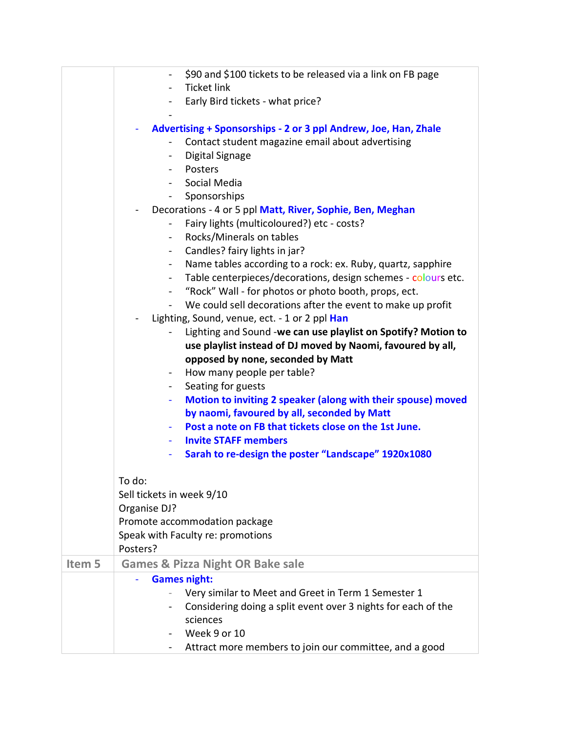| | |
|---|---|
| | - $90 and $100 tickets to be released via a link on FB page<br>- Ticket link<br>- Early Bird tickets - what price?<br>-<br><br>- **Advertising + Sponsorships - 2 or 3 ppl Andrew, Joe, Han, Zhale**<br>  - Contact student magazine email about advertising<br>  - Digital Signage<br>  - Posters<br>  - Social Media<br>  - Sponsorships<br>- Decorations - 4 or 5 ppl **Matt, River, Sophie, Ben, Meghan**<br>  - Fairy lights (multicoloured?) etc - costs?<br>  - Rocks/Minerals on tables<br>  - Candles? fairy lights in jar?<br>  - Name tables according to a rock: ex. Ruby, quartz, sapphire<br>  - Table centerpieces/decorations, design schemes - colours etc.<br>  - "Rock" Wall - for photos or photo booth, props, ect.<br>  - We could sell decorations after the event to make up profit<br>- Lighting, Sound, venue, ect. - 1 or 2 ppl **Han**<br>  - Lighting and Sound -**we can use playlist on Spotify? Motion to use playlist instead of DJ moved by Naomi, favoured by all, opposed by none, seconded by Matt**<br>  - How many people per table?<br>  - Seating for guests<br>  - **Motion to inviting 2 speaker (along with their spouse) moved by naomi, favoured by all, seconded by Matt**<br>  - **Post a note on FB that tickets close on the 1st June.**<br>  - **Invite STAFF members**<br>  - **Sarah to re-design the poster "Landscape" 1920x1080**<br><br>To do:<br>Sell tickets in week 9/10<br>Organise DJ?<br>Promote accommodation package<br>Speak with Faculty re: promotions<br>Posters? |
| **Item 5** | **Games & Pizza Night OR Bake sale** |
| | - **Games night:**<br>  - Very similar to Meet and Greet in Term 1 Semester 1<br>  - Considering doing a split event over 3 nights for each of the sciences<br>  - Week 9 or 10<br>  - Attract more members to join our committee, and a good |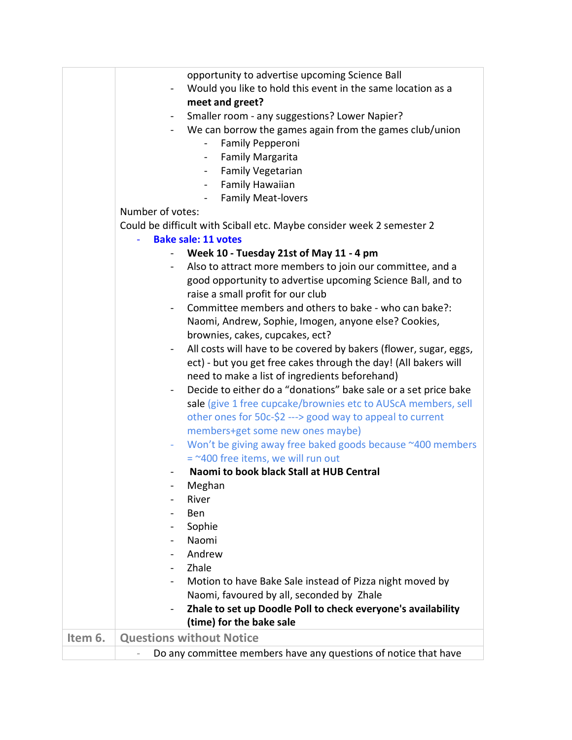| | |
|---|---|
| | opportunity to advertise upcoming Science Ball<br>- Would you like to hold this event in the same location as a **meet and greet?**<br>- Smaller room - any suggestions? Lower Napier?<br>- We can borrow the games again from the games club/union<br>&nbsp;&nbsp;&nbsp;&nbsp;- Family Pepperoni<br>&nbsp;&nbsp;&nbsp;&nbsp;- Family Margarita<br>&nbsp;&nbsp;&nbsp;&nbsp;- Family Vegetarian<br>&nbsp;&nbsp;&nbsp;&nbsp;- Family Hawaiian<br>&nbsp;&nbsp;&nbsp;&nbsp;- Family Meat-lovers<br>Number of votes:<br>Could be difficult with Sciball etc. Maybe consider week 2 semester 2<br>- **Bake sale: 11 votes**<br>&nbsp;&nbsp;&nbsp;&nbsp;- **Week 10 - Tuesday 21st of May 11 - 4 pm**<br>&nbsp;&nbsp;&nbsp;&nbsp;- Also to attract more members to join our committee, and a good opportunity to advertise upcoming Science Ball, and to raise a small profit for our club<br>&nbsp;&nbsp;&nbsp;&nbsp;- Committee members and others to bake - who can bake?: Naomi, Andrew, Sophie, Imogen, anyone else? Cookies, brownies, cakes, cupcakes, ect?<br>&nbsp;&nbsp;&nbsp;&nbsp;- All costs will have to be covered by bakers (flower, sugar, eggs, ect) - but you get free cakes through the day! (All bakers will need to make a list of ingredients beforehand)<br>&nbsp;&nbsp;&nbsp;&nbsp;- Decide to either do a "donations" bake sale or a set price bake sale (give 1 free cupcake/brownies etc to AUScA members, sell other ones for 50c-$2 ---> good way to appeal to current members+get some new ones maybe)<br>&nbsp;&nbsp;&nbsp;&nbsp;- Won't be giving away free baked goods because ~400 members = ~400 free items, we will run out<br>&nbsp;&nbsp;&nbsp;&nbsp;- **Naomi to book black Stall at HUB Central**<br>&nbsp;&nbsp;&nbsp;&nbsp;- Meghan<br>&nbsp;&nbsp;&nbsp;&nbsp;- River<br>&nbsp;&nbsp;&nbsp;&nbsp;- Ben<br>&nbsp;&nbsp;&nbsp;&nbsp;- Sophie<br>&nbsp;&nbsp;&nbsp;&nbsp;- Naomi<br>&nbsp;&nbsp;&nbsp;&nbsp;- Andrew<br>&nbsp;&nbsp;&nbsp;&nbsp;- Zhale<br>&nbsp;&nbsp;&nbsp;&nbsp;- Motion to have Bake Sale instead of Pizza night moved by Naomi, favoured by all, seconded by Zhale<br>&nbsp;&nbsp;&nbsp;&nbsp;- **Zhale to set up Doodle Poll to check everyone's availability (time) for the bake sale** |
| **Item 6.** | **Questions without Notice** |
| | - Do any committee members have any questions of notice that have |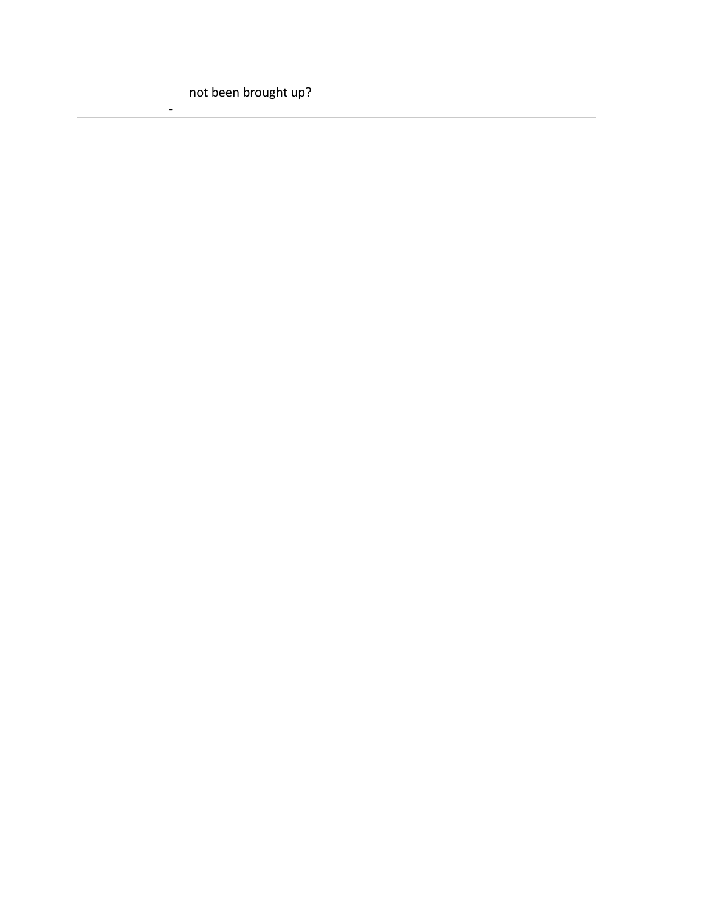| | |
|---|---|
| | not been brought up?<br>- |